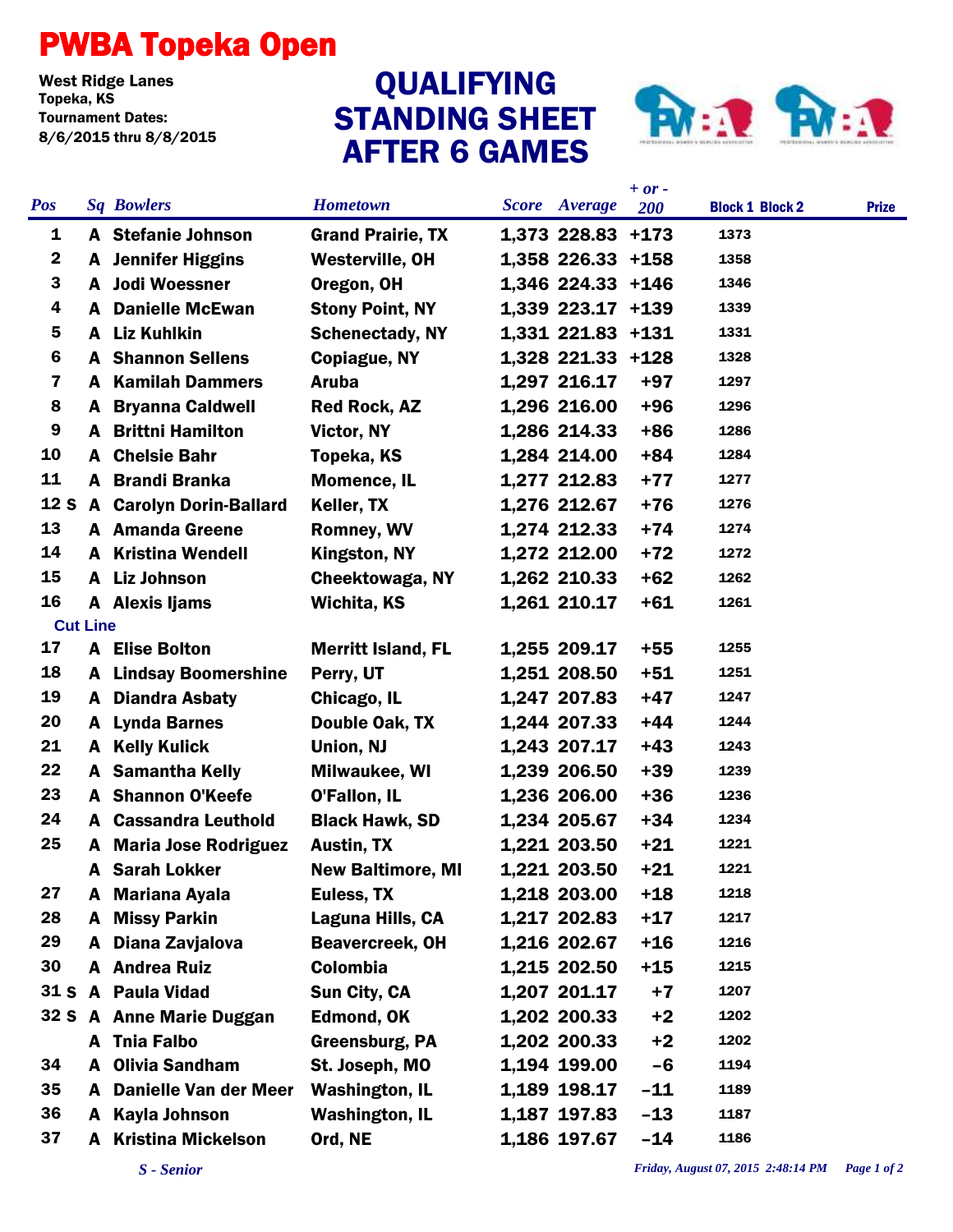# PWBA Topeka Open

West Ridge Lanes
Topeka, KS
Tournament Dates:
8/6/2015 thru 8/8/2015

## QUALIFYING STANDING SHEET AFTER 6 GAMES

| Pos | Sq | Bowlers | Hometown | Score | Average | + or - 200 | Block 1 | Block 2 | Prize |
|---|---|---|---|---|---|---|---|---|---|
| 1 | A | Stefanie Johnson | Grand Prairie, TX | 1,373 | 228.83 | +173 | 1373 | | |
| 2 | A | Jennifer Higgins | Westerville, OH | 1,358 | 226.33 | +158 | 1358 | | |
| 3 | A | Jodi Woessner | Oregon, OH | 1,346 | 224.33 | +146 | 1346 | | |
| 4 | A | Danielle McEwan | Stony Point, NY | 1,339 | 223.17 | +139 | 1339 | | |
| 5 | A | Liz Kuhlkin | Schenectady, NY | 1,331 | 221.83 | +131 | 1331 | | |
| 6 | A | Shannon Sellens | Copiague, NY | 1,328 | 221.33 | +128 | 1328 | | |
| 7 | A | Kamilah Dammers | Aruba | 1,297 | 216.17 | +97 | 1297 | | |
| 8 | A | Bryanna Caldwell | Red Rock, AZ | 1,296 | 216.00 | +96 | 1296 | | |
| 9 | A | Brittni Hamilton | Victor, NY | 1,286 | 214.33 | +86 | 1286 | | |
| 10 | A | Chelsie Bahr | Topeka, KS | 1,284 | 214.00 | +84 | 1284 | | |
| 11 | A | Brandi Branka | Momence, IL | 1,277 | 212.83 | +77 | 1277 | | |
| 12 S | A | Carolyn Dorin-Ballard | Keller, TX | 1,276 | 212.67 | +76 | 1276 | | |
| 13 | A | Amanda Greene | Romney, WV | 1,274 | 212.33 | +74 | 1274 | | |
| 14 | A | Kristina Wendell | Kingston, NY | 1,272 | 212.00 | +72 | 1272 | | |
| 15 | A | Liz Johnson | Cheektowaga, NY | 1,262 | 210.33 | +62 | 1262 | | |
| 16 | A | Alexis Ijams | Wichita, KS | 1,261 | 210.17 | +61 | 1261 | | |
| **Cut Line** | | | | | | | | | |
| 17 | A | Elise Bolton | Merritt Island, FL | 1,255 | 209.17 | +55 | 1255 | | |
| 18 | A | Lindsay Boomershine | Perry, UT | 1,251 | 208.50 | +51 | 1251 | | |
| 19 | A | Diandra Asbaty | Chicago, IL | 1,247 | 207.83 | +47 | 1247 | | |
| 20 | A | Lynda Barnes | Double Oak, TX | 1,244 | 207.33 | +44 | 1244 | | |
| 21 | A | Kelly Kulick | Union, NJ | 1,243 | 207.17 | +43 | 1243 | | |
| 22 | A | Samantha Kelly | Milwaukee, WI | 1,239 | 206.50 | +39 | 1239 | | |
| 23 | A | Shannon O'Keefe | O'Fallon, IL | 1,236 | 206.00 | +36 | 1236 | | |
| 24 | A | Cassandra Leuthold | Black Hawk, SD | 1,234 | 205.67 | +34 | 1234 | | |
| 25 | A | Maria Jose Rodriguez | Austin, TX | 1,221 | 203.50 | +21 | 1221 | | |
| | A | Sarah Lokker | New Baltimore, MI | 1,221 | 203.50 | +21 | 1221 | | |
| 27 | A | Mariana Ayala | Euless, TX | 1,218 | 203.00 | +18 | 1218 | | |
| 28 | A | Missy Parkin | Laguna Hills, CA | 1,217 | 202.83 | +17 | 1217 | | |
| 29 | A | Diana Zavjalova | Beavercreek, OH | 1,216 | 202.67 | +16 | 1216 | | |
| 30 | A | Andrea Ruiz | Colombia | 1,215 | 202.50 | +15 | 1215 | | |
| 31 S | A | Paula Vidad | Sun City, CA | 1,207 | 201.17 | +7 | 1207 | | |
| 32 S | A | Anne Marie Duggan | Edmond, OK | 1,202 | 200.33 | +2 | 1202 | | |
| | A | Tnia Falbo | Greensburg, PA | 1,202 | 200.33 | +2 | 1202 | | |
| 34 | A | Olivia Sandham | St. Joseph, MO | 1,194 | 199.00 | -6 | 1194 | | |
| 35 | A | Danielle Van der Meer | Washington, IL | 1,189 | 198.17 | -11 | 1189 | | |
| 36 | A | Kayla Johnson | Washington, IL | 1,187 | 197.83 | -13 | 1187 | | |
| 37 | A | Kristina Mickelson | Ord, NE | 1,186 | 197.67 | -14 | 1186 | | |

*S - Senior*

*Friday, August 07, 2015 2:48:14 PM*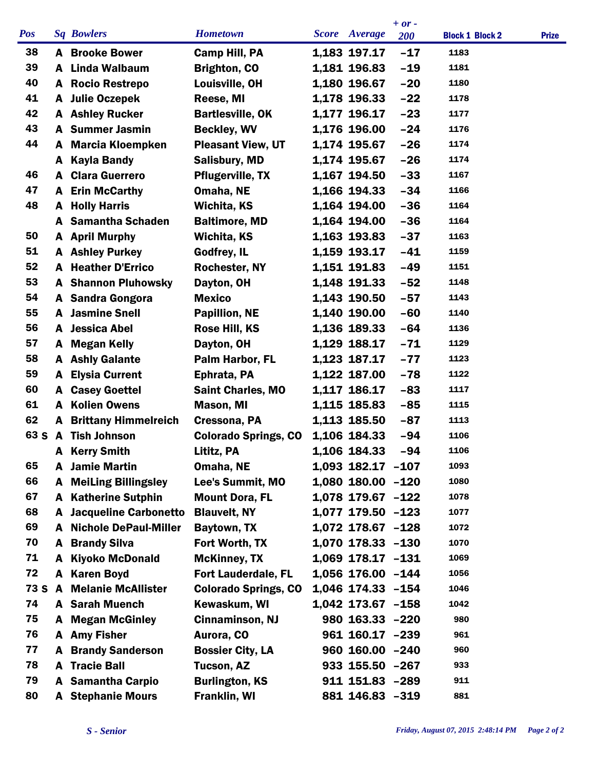| Pos | Sq | Bowlers | Hometown | Score | Average | + or - 200 | Block 1 | Block 2 | Prize |
|---|---|---|---|---|---|---|---|---|---|
| 38 | A | Brooke Bower | Camp Hill, PA | 1,183 | 197.17 | -17 | 1183 | | |
| 39 | A | Linda Walbaum | Brighton, CO | 1,181 | 196.83 | -19 | 1181 | | |
| 40 | A | Rocio Restrepo | Louisville, OH | 1,180 | 196.67 | -20 | 1180 | | |
| 41 | A | Julie Oczepek | Reese, MI | 1,178 | 196.33 | -22 | 1178 | | |
| 42 | A | Ashley Rucker | Bartlesville, OK | 1,177 | 196.17 | -23 | 1177 | | |
| 43 | A | Summer Jasmin | Beckley, WV | 1,176 | 196.00 | -24 | 1176 | | |
| 44 | A | Marcia Kloempken | Pleasant View, UT | 1,174 | 195.67 | -26 | 1174 | | |
| | A | Kayla Bandy | Salisbury, MD | 1,174 | 195.67 | -26 | 1174 | | |
| 46 | A | Clara Guerrero | Pflugerville, TX | 1,167 | 194.50 | -33 | 1167 | | |
| 47 | A | Erin McCarthy | Omaha, NE | 1,166 | 194.33 | -34 | 1166 | | |
| 48 | A | Holly Harris | Wichita, KS | 1,164 | 194.00 | -36 | 1164 | | |
| | A | Samantha Schaden | Baltimore, MD | 1,164 | 194.00 | -36 | 1164 | | |
| 50 | A | April Murphy | Wichita, KS | 1,163 | 193.83 | -37 | 1163 | | |
| 51 | A | Ashley Purkey | Godfrey, IL | 1,159 | 193.17 | -41 | 1159 | | |
| 52 | A | Heather D'Errico | Rochester, NY | 1,151 | 191.83 | -49 | 1151 | | |
| 53 | A | Shannon Pluhowsky | Dayton, OH | 1,148 | 191.33 | -52 | 1148 | | |
| 54 | A | Sandra Gongora | Mexico | 1,143 | 190.50 | -57 | 1143 | | |
| 55 | A | Jasmine Snell | Papillion, NE | 1,140 | 190.00 | -60 | 1140 | | |
| 56 | A | Jessica Abel | Rose Hill, KS | 1,136 | 189.33 | -64 | 1136 | | |
| 57 | A | Megan Kelly | Dayton, OH | 1,129 | 188.17 | -71 | 1129 | | |
| 58 | A | Ashly Galante | Palm Harbor, FL | 1,123 | 187.17 | -77 | 1123 | | |
| 59 | A | Elysia Current | Ephrata, PA | 1,122 | 187.00 | -78 | 1122 | | |
| 60 | A | Casey Goettel | Saint Charles, MO | 1,117 | 186.17 | -83 | 1117 | | |
| 61 | A | Kolien Owens | Mason, MI | 1,115 | 185.83 | -85 | 1115 | | |
| 62 | A | Brittany Himmelreich | Cressona, PA | 1,113 | 185.50 | -87 | 1113 | | |
| 63 S | A | Tish Johnson | Colorado Springs, CO | 1,106 | 184.33 | -94 | 1106 | | |
| | A | Kerry Smith | Lititz, PA | 1,106 | 184.33 | -94 | 1106 | | |
| 65 | A | Jamie Martin | Omaha, NE | 1,093 | 182.17 | -107 | 1093 | | |
| 66 | A | MeiLing Billingsley | Lee's Summit, MO | 1,080 | 180.00 | -120 | 1080 | | |
| 67 | A | Katherine Sutphin | Mount Dora, FL | 1,078 | 179.67 | -122 | 1078 | | |
| 68 | A | Jacqueline Carbonetto | Blauvelt, NY | 1,077 | 179.50 | -123 | 1077 | | |
| 69 | A | Nichole DePaul-Miller | Baytown, TX | 1,072 | 178.67 | -128 | 1072 | | |
| 70 | A | Brandy Silva | Fort Worth, TX | 1,070 | 178.33 | -130 | 1070 | | |
| 71 | A | Kiyoko McDonald | McKinney, TX | 1,069 | 178.17 | -131 | 1069 | | |
| 72 | A | Karen Boyd | Fort Lauderdale, FL | 1,056 | 176.00 | -144 | 1056 | | |
| 73 S | A | Melanie McAllister | Colorado Springs, CO | 1,046 | 174.33 | -154 | 1046 | | |
| 74 | A | Sarah Muench | Kewaskum, WI | 1,042 | 173.67 | -158 | 1042 | | |
| 75 | A | Megan McGinley | Cinnaminson, NJ | 980 | 163.33 | -220 | 980 | | |
| 76 | A | Amy Fisher | Aurora, CO | 961 | 160.17 | -239 | 961 | | |
| 77 | A | Brandy Sanderson | Bossier City, LA | 960 | 160.00 | -240 | 960 | | |
| 78 | A | Tracie Ball | Tucson, AZ | 933 | 155.50 | -267 | 933 | | |
| 79 | A | Samantha Carpio | Burlington, KS | 911 | 151.83 | -289 | 911 | | |
| 80 | A | Stephanie Mours | Franklin, WI | 881 | 146.83 | -319 | 881 | | |

*S - Senior*

*Friday, August 07, 2015 2:48:14 PM*